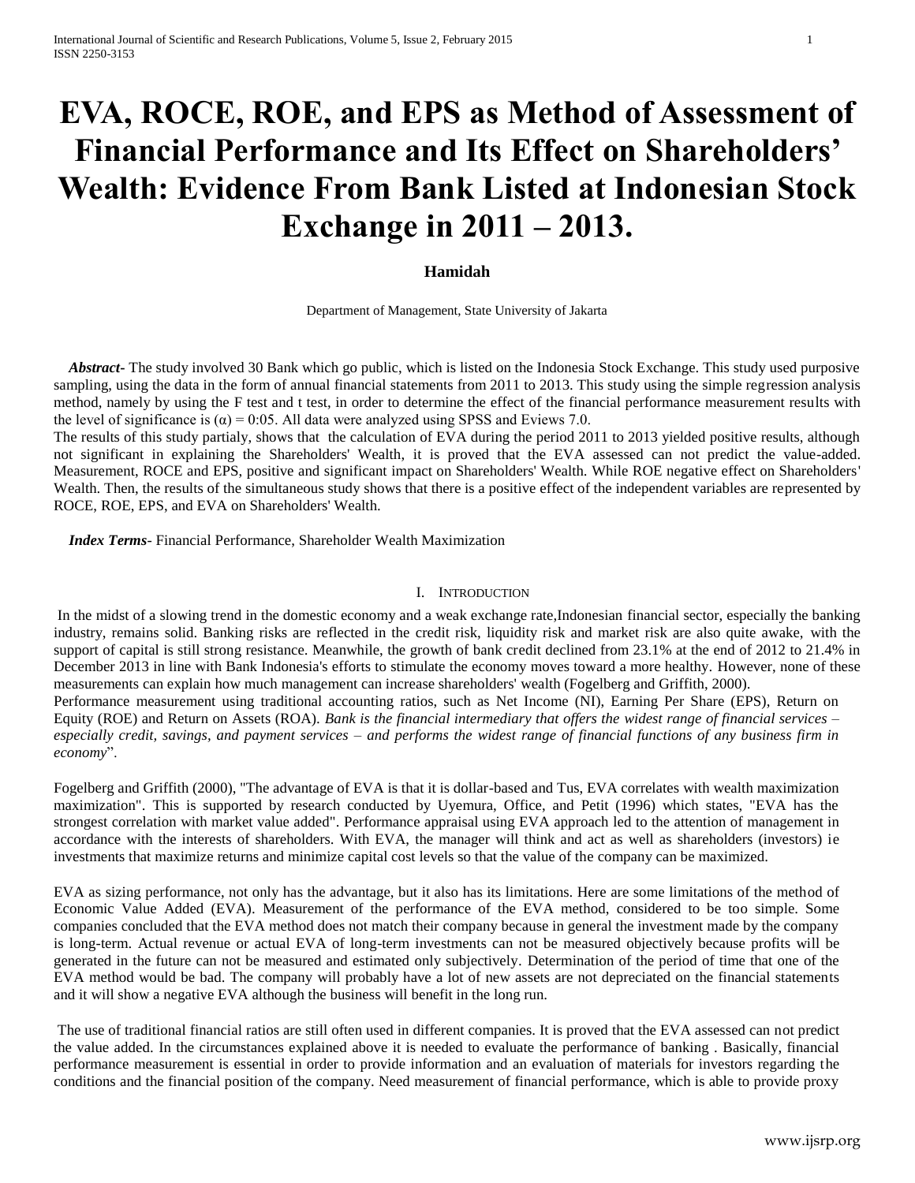// EVA, ROCE, ROE, and EPS as Method of Assessment of Financial Performance and Its Effect on Shareholders' Wealth: Evidence From Bank Listed at Indonesian Stock Exchange in 2011 – 2013.

**Hamidah**

Department of Management, State University of Jakarta

***Abstract-*** The study involved 30 Bank which go public, which is listed on the Indonesia Stock Exchange. This study used purposive sampling, using the data in the form of annual financial statements from 2011 to 2013. This study using the simple regression analysis method, namely by using the F test and t test, in order to determine the effect of the financial performance measurement results with the level of significance is (α) = 0:05. All data were analyzed using SPSS and Eviews 7.0.

The results of this study partialy, shows that the calculation of EVA during the period 2011 to 2013 yielded positive results, although not significant in explaining the Shareholders' Wealth, it is proved that the EVA assessed can not predict the value-added. Measurement, ROCE and EPS, positive and significant impact on Shareholders' Wealth. While ROE negative effect on Shareholders' Wealth. Then, the results of the simultaneous study shows that there is a positive effect of the independent variables are represented by ROCE, ROE, EPS, and EVA on Shareholders' Wealth.

***Index Terms*****-** Financial Performance, Shareholder Wealth Maximization

## I. Introduction

In the midst of a slowing trend in the domestic economy and a weak exchange rate,Indonesian financial sector, especially the banking industry, remains solid. Banking risks are reflected in the credit risk, liquidity risk and market risk are also quite awake, with the support of capital is still strong resistance. Meanwhile, the growth of bank credit declined from 23.1% at the end of 2012 to 21.4% in December 2013 in line with Bank Indonesia's efforts to stimulate the economy moves toward a more healthy. However, none of these measurements can explain how much management can increase shareholders' wealth (Fogelberg and Griffith, 2000).

Performance measurement using traditional accounting ratios, such as Net Income (NI), Earning Per Share (EPS), Return on Equity (ROE) and Return on Assets (ROA). *Bank is the financial intermediary that offers the widest range of financial services – especially credit, savings, and payment services – and performs the widest range of financial functions of any business firm in economy*".

Fogelberg and Griffith (2000), "The advantage of EVA is that it is dollar-based and Tus, EVA correlates with wealth maximization maximization". This is supported by research conducted by Uyemura, Office, and Petit (1996) which states, "EVA has the strongest correlation with market value added". Performance appraisal using EVA approach led to the attention of management in accordance with the interests of shareholders. With EVA, the manager will think and act as well as shareholders (investors) ie investments that maximize returns and minimize capital cost levels so that the value of the company can be maximized.

EVA as sizing performance, not only has the advantage, but it also has its limitations. Here are some limitations of the method of Economic Value Added (EVA). Measurement of the performance of the EVA method, considered to be too simple. Some companies concluded that the EVA method does not match their company because in general the investment made by the company is long-term. Actual revenue or actual EVA of long-term investments can not be measured objectively because profits will be generated in the future can not be measured and estimated only subjectively. Determination of the period of time that one of the EVA method would be bad. The company will probably have a lot of new assets are not depreciated on the financial statements and it will show a negative EVA although the business will benefit in the long run.

The use of traditional financial ratios are still often used in different companies. It is proved that the EVA assessed can not predict the value added. In the circumstances explained above it is needed to evaluate the performance of banking . Basically, financial performance measurement is essential in order to provide information and an evaluation of materials for investors regarding the conditions and the financial position of the company. Need measurement of financial performance, which is able to provide proxy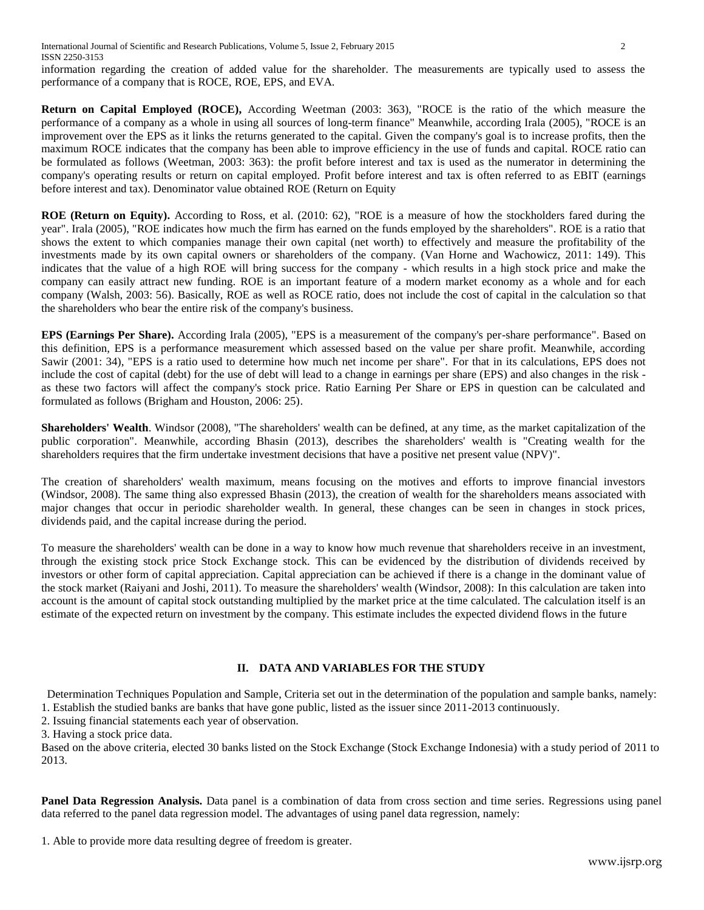information regarding the creation of added value for the shareholder. The measurements are typically used to assess the performance of a company that is ROCE, ROE, EPS, and EVA.

**Return on Capital Employed (ROCE),** According Weetman (2003: 363), "ROCE is the ratio of the which measure the performance of a company as a whole in using all sources of long-term finance" Meanwhile, according Irala (2005), "ROCE is an improvement over the EPS as it links the returns generated to the capital. Given the company's goal is to increase profits, then the maximum ROCE indicates that the company has been able to improve efficiency in the use of funds and capital. ROCE ratio can be formulated as follows (Weetman, 2003: 363): the profit before interest and tax is used as the numerator in determining the company's operating results or return on capital employed. Profit before interest and tax is often referred to as EBIT (earnings before interest and tax). Denominator value obtained ROE (Return on Equity

**ROE (Return on Equity).** According to Ross, et al. (2010: 62), "ROE is a measure of how the stockholders fared during the year". Irala (2005), "ROE indicates how much the firm has earned on the funds employed by the shareholders". ROE is a ratio that shows the extent to which companies manage their own capital (net worth) to effectively and measure the profitability of the investments made by its own capital owners or shareholders of the company. (Van Horne and Wachowicz, 2011: 149). This indicates that the value of a high ROE will bring success for the company - which results in a high stock price and make the company can easily attract new funding. ROE is an important feature of a modern market economy as a whole and for each company (Walsh, 2003: 56). Basically, ROE as well as ROCE ratio, does not include the cost of capital in the calculation so that the shareholders who bear the entire risk of the company's business.

**EPS (Earnings Per Share).** According Irala (2005), "EPS is a measurement of the company's per-share performance". Based on this definition, EPS is a performance measurement which assessed based on the value per share profit. Meanwhile, according Sawir (2001: 34), "EPS is a ratio used to determine how much net income per share". For that in its calculations, EPS does not include the cost of capital (debt) for the use of debt will lead to a change in earnings per share (EPS) and also changes in the risk - as these two factors will affect the company's stock price. Ratio Earning Per Share or EPS in question can be calculated and formulated as follows (Brigham and Houston, 2006: 25).

**Shareholders' Wealth**. Windsor (2008), "The shareholders' wealth can be defined, at any time, as the market capitalization of the public corporation". Meanwhile, according Bhasin (2013), describes the shareholders' wealth is "Creating wealth for the shareholders requires that the firm undertake investment decisions that have a positive net present value (NPV)".

The creation of shareholders' wealth maximum, means focusing on the motives and efforts to improve financial investors (Windsor, 2008). The same thing also expressed Bhasin (2013), the creation of wealth for the shareholders means associated with major changes that occur in periodic shareholder wealth. In general, these changes can be seen in changes in stock prices, dividends paid, and the capital increase during the period.

To measure the shareholders' wealth can be done in a way to know how much revenue that shareholders receive in an investment, through the existing stock price Stock Exchange stock. This can be evidenced by the distribution of dividends received by investors or other form of capital appreciation. Capital appreciation can be achieved if there is a change in the dominant value of the stock market (Raiyani and Joshi, 2011). To measure the shareholders' wealth (Windsor, 2008): In this calculation are taken into account is the amount of capital stock outstanding multiplied by the market price at the time calculated. The calculation itself is an estimate of the expected return on investment by the company. This estimate includes the expected dividend flows in the future

## II. DATA AND VARIABLES FOR THE STUDY

Determination Techniques Population and Sample, Criteria set out in the determination of the population and sample banks, namely:

1. Establish the studied banks are banks that have gone public, listed as the issuer since 2011-2013 continuously.
2. Issuing financial statements each year of observation.
3. Having a stock price data.

Based on the above criteria, elected 30 banks listed on the Stock Exchange (Stock Exchange Indonesia) with a study period of 2011 to 2013.

**Panel Data Regression Analysis.** Data panel is a combination of data from cross section and time series. Regressions using panel data referred to the panel data regression model. The advantages of using panel data regression, namely:

1. Able to provide more data resulting degree of freedom is greater.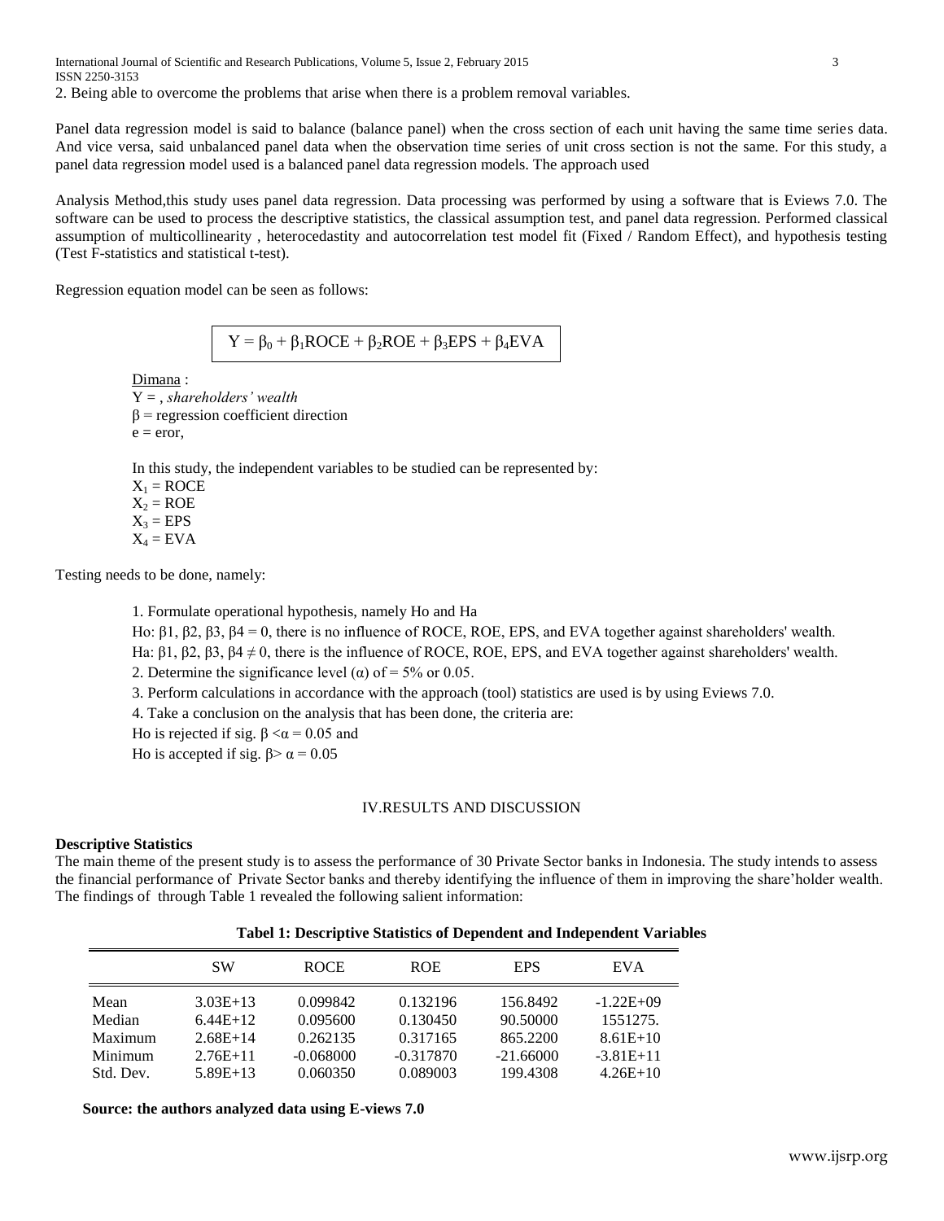2. Being able to overcome the problems that arise when there is a problem removal variables.

Panel data regression model is said to balance (balance panel) when the cross section of each unit having the same time series data. And vice versa, said unbalanced panel data when the observation time series of unit cross section is not the same. For this study, a panel data regression model used is a balanced panel data regression models. The approach used

Analysis Method,this study uses panel data regression. Data processing was performed by using a software that is Eviews 7.0. The software can be used to process the descriptive statistics, the classical assumption test, and panel data regression. Performed classical assumption of multicollinearity , heterocedastity and autocorrelation test model fit (Fixed / Random Effect), and hypothesis testing (Test F-statistics and statistical t-test).

Regression equation model can be seen as follows:

$$Y = \beta_0 + \beta_1 ROCE + \beta_2 ROE + \beta_3 EPS + \beta_4 EVA$$

Dimana :
Y = , *shareholders' wealth*
$\beta$ = regression coefficient direction
e = eror,

In this study, the independent variables to be studied can be represented by:
$X_1$ = ROCE
$X_2$ = ROE
$X_3$ = EPS
$X_4$ = EVA

Testing needs to be done, namely:

1. Formulate operational hypothesis, namely Ho and Ha
Ho: β1, β2, β3, β4 = 0, there is no influence of ROCE, ROE, EPS, and EVA together against shareholders' wealth.
Ha: β1, β2, β3, β4 ≠ 0, there is the influence of ROCE, ROE, EPS, and EVA together against shareholders' wealth.
2. Determine the significance level (α) of = 5% or 0.05.
3. Perform calculations in accordance with the approach (tool) statistics are used is by using Eviews 7.0.
4. Take a conclusion on the analysis that has been done, the criteria are:
Ho is rejected if sig. $\beta < \alpha = 0.05$ and
Ho is accepted if sig. $\beta > \alpha = 0.05$

## IV.RESULTS AND DISCUSSION

**Descriptive Statistics**

The main theme of the present study is to assess the performance of 30 Private Sector banks in Indonesia. The study intends to assess the financial performance of Private Sector banks and thereby identifying the influence of them in improving the share'holder wealth. The findings of through Table 1 revealed the following salient information:

**Tabel 1: Descriptive Statistics of Dependent and Independent Variables**

| | SW | ROCE | ROE | EPS | EVA |
|---|---|---|---|---|---|
| Mean | 3.03E+13 | 0.099842 | 0.132196 | 156.8492 | -1.22E+09 |
| Median | 6.44E+12 | 0.095600 | 0.130450 | 90.50000 | 1551275. |
| Maximum | 2.68E+14 | 0.262135 | 0.317165 | 865.2200 | 8.61E+10 |
| Minimum | 2.76E+11 | -0.068000 | -0.317870 | -21.66000 | -3.81E+11 |
| Std. Dev. | 5.89E+13 | 0.060350 | 0.089003 | 199.4308 | 4.26E+10 |

**Source: the authors analyzed data using E-views 7.0**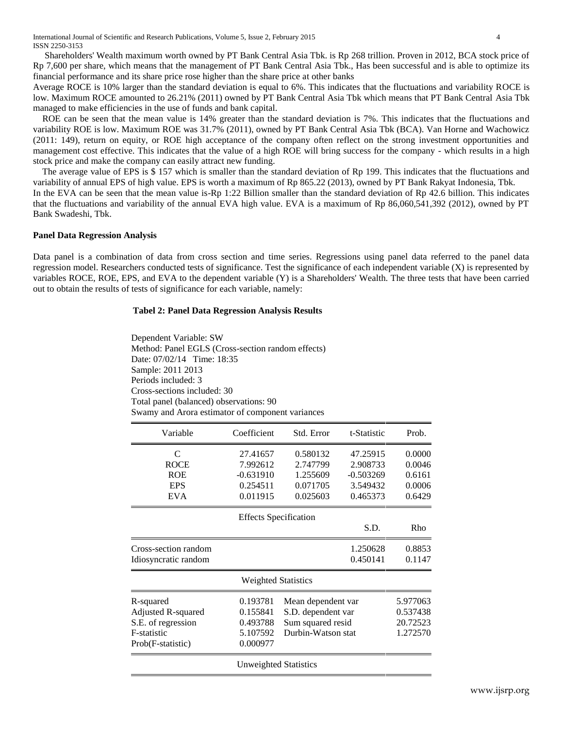Shareholders' Wealth maximum worth owned by PT Bank Central Asia Tbk. is Rp 268 trillion. Proven in 2012, BCA stock price of Rp 7,600 per share, which means that the management of PT Bank Central Asia Tbk., Has been successful and is able to optimize its financial performance and its share price rose higher than the share price at other banks

Average ROCE is 10% larger than the standard deviation is equal to 6%. This indicates that the fluctuations and variability ROCE is low. Maximum ROCE amounted to 26.21% (2011) owned by PT Bank Central Asia Tbk which means that PT Bank Central Asia Tbk managed to make efficiencies in the use of funds and bank capital.

ROE can be seen that the mean value is 14% greater than the standard deviation is 7%. This indicates that the fluctuations and variability ROE is low. Maximum ROE was 31.7% (2011), owned by PT Bank Central Asia Tbk (BCA). Van Horne and Wachowicz (2011: 149), return on equity, or ROE high acceptance of the company often reflect on the strong investment opportunities and management cost effective. This indicates that the value of a high ROE will bring success for the company - which results in a high stock price and make the company can easily attract new funding.

The average value of EPS is $ 157 which is smaller than the standard deviation of Rp 199. This indicates that the fluctuations and variability of annual EPS of high value. EPS is worth a maximum of Rp 865.22 (2013), owned by PT Bank Rakyat Indonesia, Tbk.

In the EVA can be seen that the mean value is-Rp 1:22 Billion smaller than the standard deviation of Rp 42.6 billion. This indicates that the fluctuations and variability of the annual EVA high value. EVA is a maximum of Rp 86,060,541,392 (2012), owned by PT Bank Swadeshi, Tbk.

**Panel Data Regression Analysis**

Data panel is a combination of data from cross section and time series. Regressions using panel data referred to the panel data regression model. Researchers conducted tests of significance. Test the significance of each independent variable (X) is represented by variables ROCE, ROE, EPS, and EVA to the dependent variable (Y) is a Shareholders' Wealth. The three tests that have been carried out to obtain the results of tests of significance for each variable, namely:

**Tabel 2: Panel Data Regression Analysis Results**

Dependent Variable: SW
Method: Panel EGLS (Cross-section random effects)
Date: 07/02/14 Time: 18:35
Sample: 2011 2013
Periods included: 3
Cross-sections included: 30
Total panel (balanced) observations: 90
Swamy and Arora estimator of component variances

| Variable | Coefficient | Std. Error | t-Statistic | Prob. |
|---|---|---|---|---|
| C | 27.41657 | 0.580132 | 47.25915 | 0.0000 |
| ROCE | 7.992612 | 2.747799 | 2.908733 | 0.0046 |
| ROE | -0.631910 | 1.255609 | -0.503269 | 0.6161 |
| EPS | 0.254511 | 0.071705 | 3.549432 | 0.0006 |
| EVA | 0.011915 | 0.025603 | 0.465373 | 0.6429 |
| | Effects Specification | | | |
| | | | S.D. | Rho |
| Cross-section random | | | 1.250628 | 0.8853 |
| Idiosyncratic random | | | 0.450141 | 0.1147 |
| | Weighted Statistics | | | |
| R-squared | 0.193781 | Mean dependent var | | 5.977063 |
| Adjusted R-squared | 0.155841 | S.D. dependent var | | 0.537438 |
| S.E. of regression | 0.493788 | Sum squared resid | | 20.72523 |
| F-statistic | 5.107592 | Durbin-Watson stat | | 1.272570 |
| Prob(F-statistic) | 0.000977 | | | |
| | Unweighted Statistics | | | |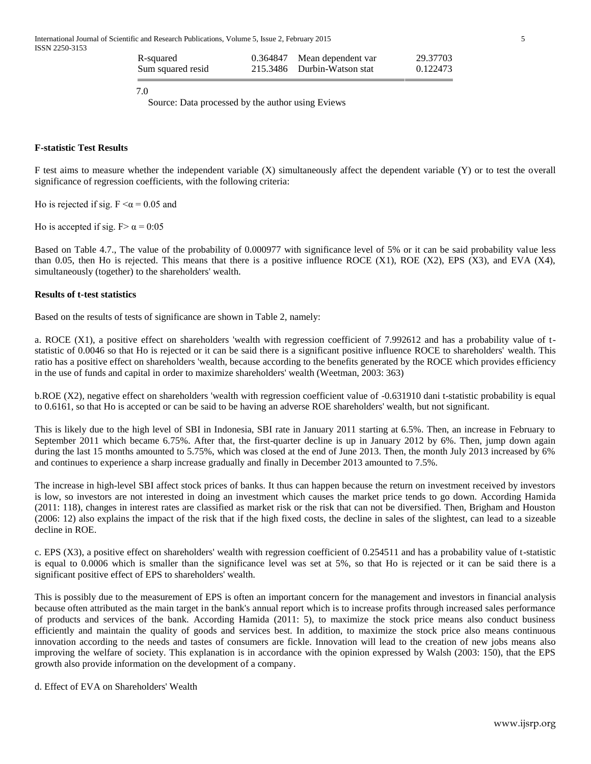| R-squared | 0.364847 | Mean dependent var | 29.37703 |
|---|---|---|---|
| Sum squared resid | 215.3486 | Durbin-Watson stat | 0.122473 |

7.0

Source: Data processed by the author using Eviews

**F-statistic Test Results**

F test aims to measure whether the independent variable (X) simultaneously affect the dependent variable (Y) or to test the overall significance of regression coefficients, with the following criteria:

Ho is rejected if sig. F $<\alpha = 0.05$ and

Ho is accepted if sig. F$> \alpha = 0{:}05$

Based on Table 4.7., The value of the probability of 0.000977 with significance level of 5% or it can be said probability value less than 0.05, then Ho is rejected. This means that there is a positive influence ROCE (X1), ROE (X2), EPS (X3), and EVA (X4), simultaneously (together) to the shareholders' wealth.

**Results of t-test statistics**

Based on the results of tests of significance are shown in Table 2, namely:

a. ROCE (X1), a positive effect on shareholders 'wealth with regression coefficient of 7.992612 and has a probability value of t-statistic of 0.0046 so that Ho is rejected or it can be said there is a significant positive influence ROCE to shareholders' wealth. This ratio has a positive effect on shareholders 'wealth, because according to the benefits generated by the ROCE which provides efficiency in the use of funds and capital in order to maximize shareholders' wealth (Weetman, 2003: 363)

b.ROE (X2), negative effect on shareholders 'wealth with regression coefficient value of -0.631910 dani t-statistic probability is equal to 0.6161, so that Ho is accepted or can be said to be having an adverse ROE shareholders' wealth, but not significant.

This is likely due to the high level of SBI in Indonesia, SBI rate in January 2011 starting at 6.5%. Then, an increase in February to September 2011 which became 6.75%. After that, the first-quarter decline is up in January 2012 by 6%. Then, jump down again during the last 15 months amounted to 5.75%, which was closed at the end of June 2013. Then, the month July 2013 increased by 6% and continues to experience a sharp increase gradually and finally in December 2013 amounted to 7.5%.

The increase in high-level SBI affect stock prices of banks. It thus can happen because the return on investment received by investors is low, so investors are not interested in doing an investment which causes the market price tends to go down. According Hamida (2011: 118), changes in interest rates are classified as market risk or the risk that can not be diversified. Then, Brigham and Houston (2006: 12) also explains the impact of the risk that if the high fixed costs, the decline in sales of the slightest, can lead to a sizeable decline in ROE.

c. EPS (X3), a positive effect on shareholders' wealth with regression coefficient of 0.254511 and has a probability value of t-statistic is equal to 0.0006 which is smaller than the significance level was set at 5%, so that Ho is rejected or it can be said there is a significant positive effect of EPS to shareholders' wealth.

This is possibly due to the measurement of EPS is often an important concern for the management and investors in financial analysis because often attributed as the main target in the bank's annual report which is to increase profits through increased sales performance of products and services of the bank. According Hamida (2011: 5), to maximize the stock price means also conduct business efficiently and maintain the quality of goods and services best. In addition, to maximize the stock price also means continuous innovation according to the needs and tastes of consumers are fickle. Innovation will lead to the creation of new jobs means also improving the welfare of society. This explanation is in accordance with the opinion expressed by Walsh (2003: 150), that the EPS growth also provide information on the development of a company.

d. Effect of EVA on Shareholders' Wealth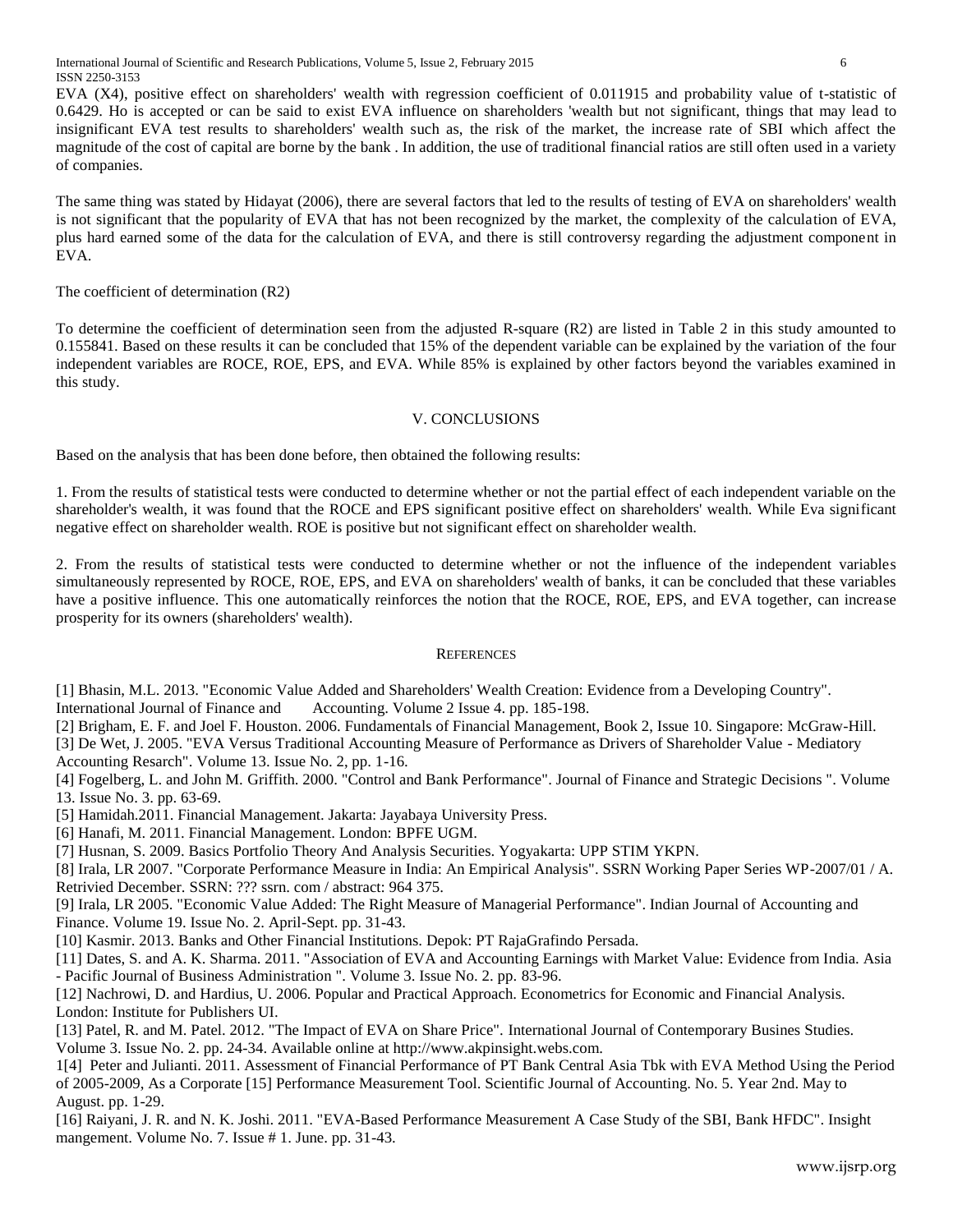EVA (X4), positive effect on shareholders' wealth with regression coefficient of 0.011915 and probability value of t-statistic of 0.6429. Ho is accepted or can be said to exist EVA influence on shareholders 'wealth but not significant, things that may lead to insignificant EVA test results to shareholders' wealth such as, the risk of the market, the increase rate of SBI which affect the magnitude of the cost of capital are borne by the bank . In addition, the use of traditional financial ratios are still often used in a variety of companies.

The same thing was stated by Hidayat (2006), there are several factors that led to the results of testing of EVA on shareholders' wealth is not significant that the popularity of EVA that has not been recognized by the market, the complexity of the calculation of EVA, plus hard earned some of the data for the calculation of EVA, and there is still controversy regarding the adjustment component in EVA.

The coefficient of determination (R2)

To determine the coefficient of determination seen from the adjusted R-square (R2) are listed in Table 2 in this study amounted to 0.155841. Based on these results it can be concluded that 15% of the dependent variable can be explained by the variation of the four independent variables are ROCE, ROE, EPS, and EVA. While 85% is explained by other factors beyond the variables examined in this study.

## V. CONCLUSIONS

Based on the analysis that has been done before, then obtained the following results:

1. From the results of statistical tests were conducted to determine whether or not the partial effect of each independent variable on the shareholder's wealth, it was found that the ROCE and EPS significant positive effect on shareholders' wealth. While Eva significant negative effect on shareholder wealth. ROE is positive but not significant effect on shareholder wealth.

2. From the results of statistical tests were conducted to determine whether or not the influence of the independent variables simultaneously represented by ROCE, ROE, EPS, and EVA on shareholders' wealth of banks, it can be concluded that these variables have a positive influence. This one automatically reinforces the notion that the ROCE, ROE, EPS, and EVA together, can increase prosperity for its owners (shareholders' wealth).

## REFERENCES

[1] Bhasin, M.L. 2013. "Economic Value Added and Shareholders' Wealth Creation: Evidence from a Developing Country". International Journal of Finance and Accounting. Volume 2 Issue 4. pp. 185-198.

[2] Brigham, E. F. and Joel F. Houston. 2006. Fundamentals of Financial Management, Book 2, Issue 10. Singapore: McGraw-Hill.

[3] De Wet, J. 2005. "EVA Versus Traditional Accounting Measure of Performance as Drivers of Shareholder Value - Mediatory Accounting Resarch". Volume 13. Issue No. 2, pp. 1-16.

[4] Fogelberg, L. and John M. Griffith. 2000. "Control and Bank Performance". Journal of Finance and Strategic Decisions ". Volume 13. Issue No. 3. pp. 63-69.

[5] Hamidah.2011. Financial Management. Jakarta: Jayabaya University Press.

[6] Hanafi, M. 2011. Financial Management. London: BPFE UGM.

[7] Husnan, S. 2009. Basics Portfolio Theory And Analysis Securities. Yogyakarta: UPP STIM YKPN.

[8] Irala, LR 2007. "Corporate Performance Measure in India: An Empirical Analysis". SSRN Working Paper Series WP-2007/01 / A. Retrivied December. SSRN: ??? ssrn. com / abstract: 964 375.

[9] Irala, LR 2005. "Economic Value Added: The Right Measure of Managerial Performance". Indian Journal of Accounting and Finance. Volume 19. Issue No. 2. April-Sept. pp. 31-43.

[10] Kasmir. 2013. Banks and Other Financial Institutions. Depok: PT RajaGrafindo Persada.

[11] Dates, S. and A. K. Sharma. 2011. "Association of EVA and Accounting Earnings with Market Value: Evidence from India. Asia - Pacific Journal of Business Administration ". Volume 3. Issue No. 2. pp. 83-96.

[12] Nachrowi, D. and Hardius, U. 2006. Popular and Practical Approach. Econometrics for Economic and Financial Analysis. London: Institute for Publishers UI.

[13] Patel, R. and M. Patel. 2012. "The Impact of EVA on Share Price". International Journal of Contemporary Busines Studies. Volume 3. Issue No. 2. pp. 24-34. Available online at http://www.akpinsight.webs.com.

1[4] Peter and Julianti. 2011. Assessment of Financial Performance of PT Bank Central Asia Tbk with EVA Method Using the Period of 2005-2009, As a Corporate [15] Performance Measurement Tool. Scientific Journal of Accounting. No. 5. Year 2nd. May to August. pp. 1-29.

[16] Raiyani, J. R. and N. K. Joshi. 2011. "EVA-Based Performance Measurement A Case Study of the SBI, Bank HFDC". Insight mangement. Volume No. 7. Issue # 1. June. pp. 31-43.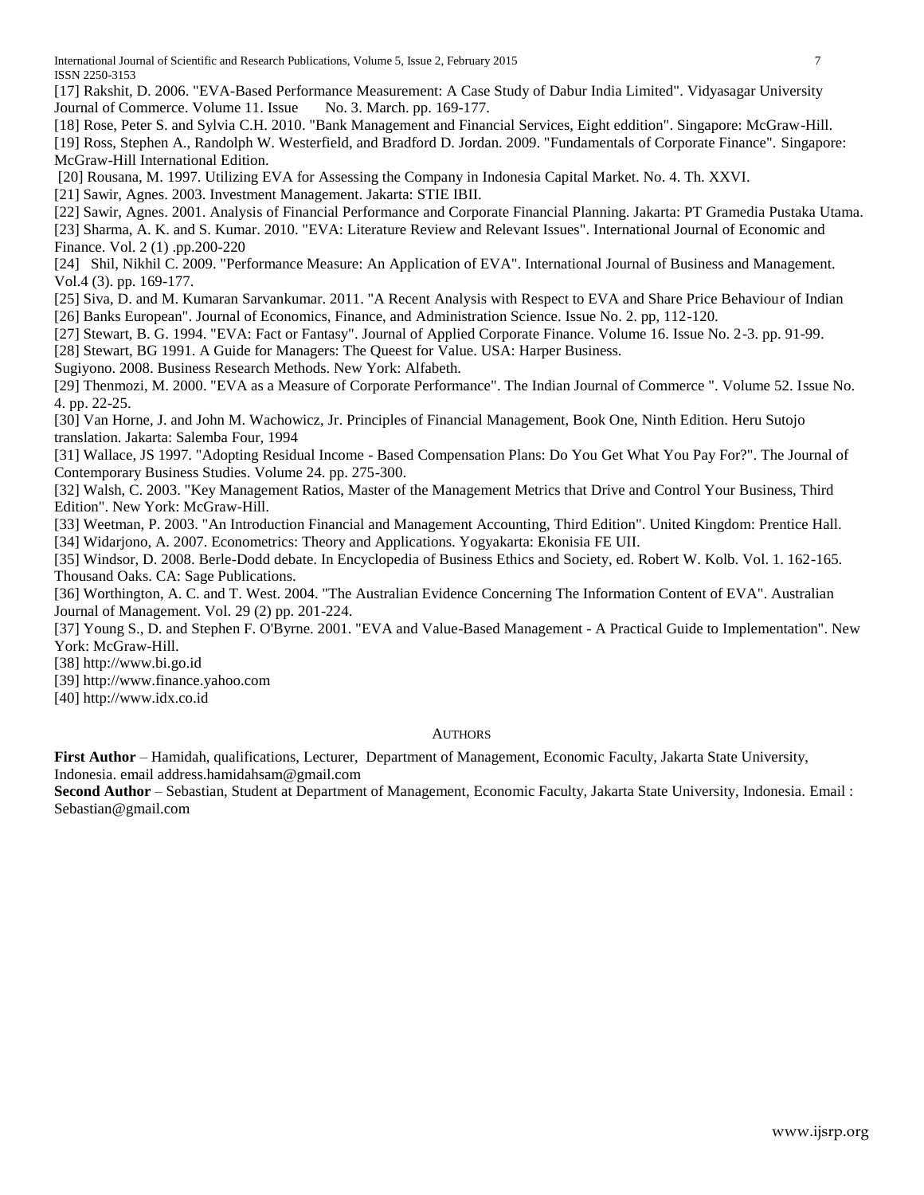[17] Rakshit, D. 2006. "EVA-Based Performance Measurement: A Case Study of Dabur India Limited". Vidyasagar University Journal of Commerce. Volume 11. Issue No. 3. March. pp. 169-177.

[18] Rose, Peter S. and Sylvia C.H. 2010. "Bank Management and Financial Services, Eight eddition". Singapore: McGraw-Hill.

[19] Ross, Stephen A., Randolph W. Westerfield, and Bradford D. Jordan. 2009. "Fundamentals of Corporate Finance". Singapore: McGraw-Hill International Edition.

[20] Rousana, M. 1997. Utilizing EVA for Assessing the Company in Indonesia Capital Market. No. 4. Th. XXVI.

[21] Sawir, Agnes. 2003. Investment Management. Jakarta: STIE IBII.

[22] Sawir, Agnes. 2001. Analysis of Financial Performance and Corporate Financial Planning. Jakarta: PT Gramedia Pustaka Utama.

[23] Sharma, A. K. and S. Kumar. 2010. "EVA: Literature Review and Relevant Issues". International Journal of Economic and Finance. Vol. 2 (1) .pp.200-220

[24] Shil, Nikhil C. 2009. "Performance Measure: An Application of EVA". International Journal of Business and Management. Vol.4 (3). pp. 169-177.

[25] Siva, D. and M. Kumaran Sarvankumar. 2011. "A Recent Analysis with Respect to EVA and Share Price Behaviour of Indian

[26] Banks European". Journal of Economics, Finance, and Administration Science. Issue No. 2. pp, 112-120.

[27] Stewart, B. G. 1994. "EVA: Fact or Fantasy". Journal of Applied Corporate Finance. Volume 16. Issue No. 2-3. pp. 91-99.

[28] Stewart, BG 1991. A Guide for Managers: The Queest for Value. USA: Harper Business.

Sugiyono. 2008. Business Research Methods. New York: Alfabeth.

[29] Thenmozi, M. 2000. "EVA as a Measure of Corporate Performance". The Indian Journal of Commerce ". Volume 52. Issue No. 4. pp. 22-25.

[30] Van Horne, J. and John M. Wachowicz, Jr. Principles of Financial Management, Book One, Ninth Edition. Heru Sutojo translation. Jakarta: Salemba Four, 1994

[31] Wallace, JS 1997. "Adopting Residual Income - Based Compensation Plans: Do You Get What You Pay For?". The Journal of Contemporary Business Studies. Volume 24. pp. 275-300.

[32] Walsh, C. 2003. "Key Management Ratios, Master of the Management Metrics that Drive and Control Your Business, Third Edition". New York: McGraw-Hill.

[33] Weetman, P. 2003. "An Introduction Financial and Management Accounting, Third Edition". United Kingdom: Prentice Hall.

[34] Widarjono, A. 2007. Econometrics: Theory and Applications. Yogyakarta: Ekonisia FE UII.

[35] Windsor, D. 2008. Berle-Dodd debate. In Encyclopedia of Business Ethics and Society, ed. Robert W. Kolb. Vol. 1. 162-165. Thousand Oaks. CA: Sage Publications.

[36] Worthington, A. C. and T. West. 2004. "The Australian Evidence Concerning The Information Content of EVA". Australian Journal of Management. Vol. 29 (2) pp. 201-224.

[37] Young S., D. and Stephen F. O'Byrne. 2001. "EVA and Value-Based Management - A Practical Guide to Implementation". New York: McGraw-Hill.

[38] http://www.bi.go.id

[39] http://www.finance.yahoo.com

[40] http://www.idx.co.id

## AUTHORS

**First Author** – Hamidah, qualifications, Lecturer, Department of Management, Economic Faculty, Jakarta State University, Indonesia. email address.hamidahsam@gmail.com

**Second Author** – Sebastian, Student at Department of Management, Economic Faculty, Jakarta State University, Indonesia. Email : Sebastian@gmail.com